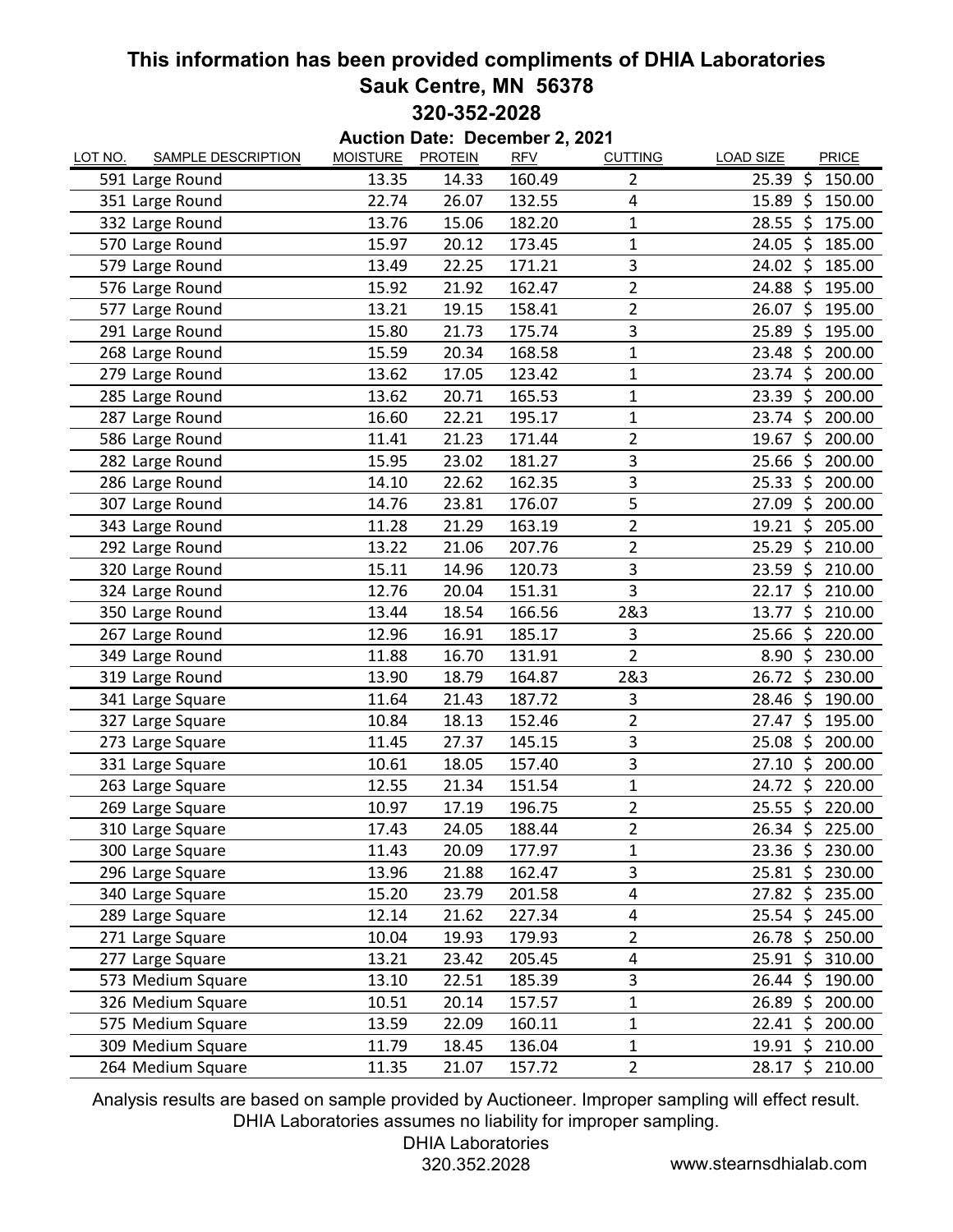# This information has been provided compliments of DHIA Laboratories

## Sauk Centre, MN 56378

## 320-352-2028

**Auction Date: December 2, 2021**

| LOT NO. | SAMPLE DESCRIPTION | MOISTURE | PROTEIN | RFV | CUTTING | LOAD SIZE | PRICE |
|---|---|---|---|---|---|---|---|
| 591 | Large Round | 13.35 | 14.33 | 160.49 | 2 | 25.39 | $ 150.00 |
| 351 | Large Round | 22.74 | 26.07 | 132.55 | 4 | 15.89 | $ 150.00 |
| 332 | Large Round | 13.76 | 15.06 | 182.20 | 1 | 28.55 | $ 175.00 |
| 570 | Large Round | 15.97 | 20.12 | 173.45 | 1 | 24.05 | $ 185.00 |
| 579 | Large Round | 13.49 | 22.25 | 171.21 | 3 | 24.02 | $ 185.00 |
| 576 | Large Round | 15.92 | 21.92 | 162.47 | 2 | 24.88 | $ 195.00 |
| 577 | Large Round | 13.21 | 19.15 | 158.41 | 2 | 26.07 | $ 195.00 |
| 291 | Large Round | 15.80 | 21.73 | 175.74 | 3 | 25.89 | $ 195.00 |
| 268 | Large Round | 15.59 | 20.34 | 168.58 | 1 | 23.48 | $ 200.00 |
| 279 | Large Round | 13.62 | 17.05 | 123.42 | 1 | 23.74 | $ 200.00 |
| 285 | Large Round | 13.62 | 20.71 | 165.53 | 1 | 23.39 | $ 200.00 |
| 287 | Large Round | 16.60 | 22.21 | 195.17 | 1 | 23.74 | $ 200.00 |
| 586 | Large Round | 11.41 | 21.23 | 171.44 | 2 | 19.67 | $ 200.00 |
| 282 | Large Round | 15.95 | 23.02 | 181.27 | 3 | 25.66 | $ 200.00 |
| 286 | Large Round | 14.10 | 22.62 | 162.35 | 3 | 25.33 | $ 200.00 |
| 307 | Large Round | 14.76 | 23.81 | 176.07 | 5 | 27.09 | $ 200.00 |
| 343 | Large Round | 11.28 | 21.29 | 163.19 | 2 | 19.21 | $ 205.00 |
| 292 | Large Round | 13.22 | 21.06 | 207.76 | 2 | 25.29 | $ 210.00 |
| 320 | Large Round | 15.11 | 14.96 | 120.73 | 3 | 23.59 | $ 210.00 |
| 324 | Large Round | 12.76 | 20.04 | 151.31 | 3 | 22.17 | $ 210.00 |
| 350 | Large Round | 13.44 | 18.54 | 166.56 | 2&3 | 13.77 | $ 210.00 |
| 267 | Large Round | 12.96 | 16.91 | 185.17 | 3 | 25.66 | $ 220.00 |
| 349 | Large Round | 11.88 | 16.70 | 131.91 | 2 | 8.90 | $ 230.00 |
| 319 | Large Round | 13.90 | 18.79 | 164.87 | 2&3 | 26.72 | $ 230.00 |
| 341 | Large Square | 11.64 | 21.43 | 187.72 | 3 | 28.46 | $ 190.00 |
| 327 | Large Square | 10.84 | 18.13 | 152.46 | 2 | 27.47 | $ 195.00 |
| 273 | Large Square | 11.45 | 27.37 | 145.15 | 3 | 25.08 | $ 200.00 |
| 331 | Large Square | 10.61 | 18.05 | 157.40 | 3 | 27.10 | $ 200.00 |
| 263 | Large Square | 12.55 | 21.34 | 151.54 | 1 | 24.72 | $ 220.00 |
| 269 | Large Square | 10.97 | 17.19 | 196.75 | 2 | 25.55 | $ 220.00 |
| 310 | Large Square | 17.43 | 24.05 | 188.44 | 2 | 26.34 | $ 225.00 |
| 300 | Large Square | 11.43 | 20.09 | 177.97 | 1 | 23.36 | $ 230.00 |
| 296 | Large Square | 13.96 | 21.88 | 162.47 | 3 | 25.81 | $ 230.00 |
| 340 | Large Square | 15.20 | 23.79 | 201.58 | 4 | 27.82 | $ 235.00 |
| 289 | Large Square | 12.14 | 21.62 | 227.34 | 4 | 25.54 | $ 245.00 |
| 271 | Large Square | 10.04 | 19.93 | 179.93 | 2 | 26.78 | $ 250.00 |
| 277 | Large Square | 13.21 | 23.42 | 205.45 | 4 | 25.91 | $ 310.00 |
| 573 | Medium Square | 13.10 | 22.51 | 185.39 | 3 | 26.44 | $ 190.00 |
| 326 | Medium Square | 10.51 | 20.14 | 157.57 | 1 | 26.89 | $ 200.00 |
| 575 | Medium Square | 13.59 | 22.09 | 160.11 | 1 | 22.41 | $ 200.00 |
| 309 | Medium Square | 11.79 | 18.45 | 136.04 | 1 | 19.91 | $ 210.00 |
| 264 | Medium Square | 11.35 | 21.07 | 157.72 | 2 | 28.17 | $ 210.00 |

Analysis results are based on sample provided by Auctioneer. Improper sampling will effect result. DHIA Laboratories assumes no liability for improper sampling.

DHIA Laboratories
320.352.2028

www.stearnsdhialab.com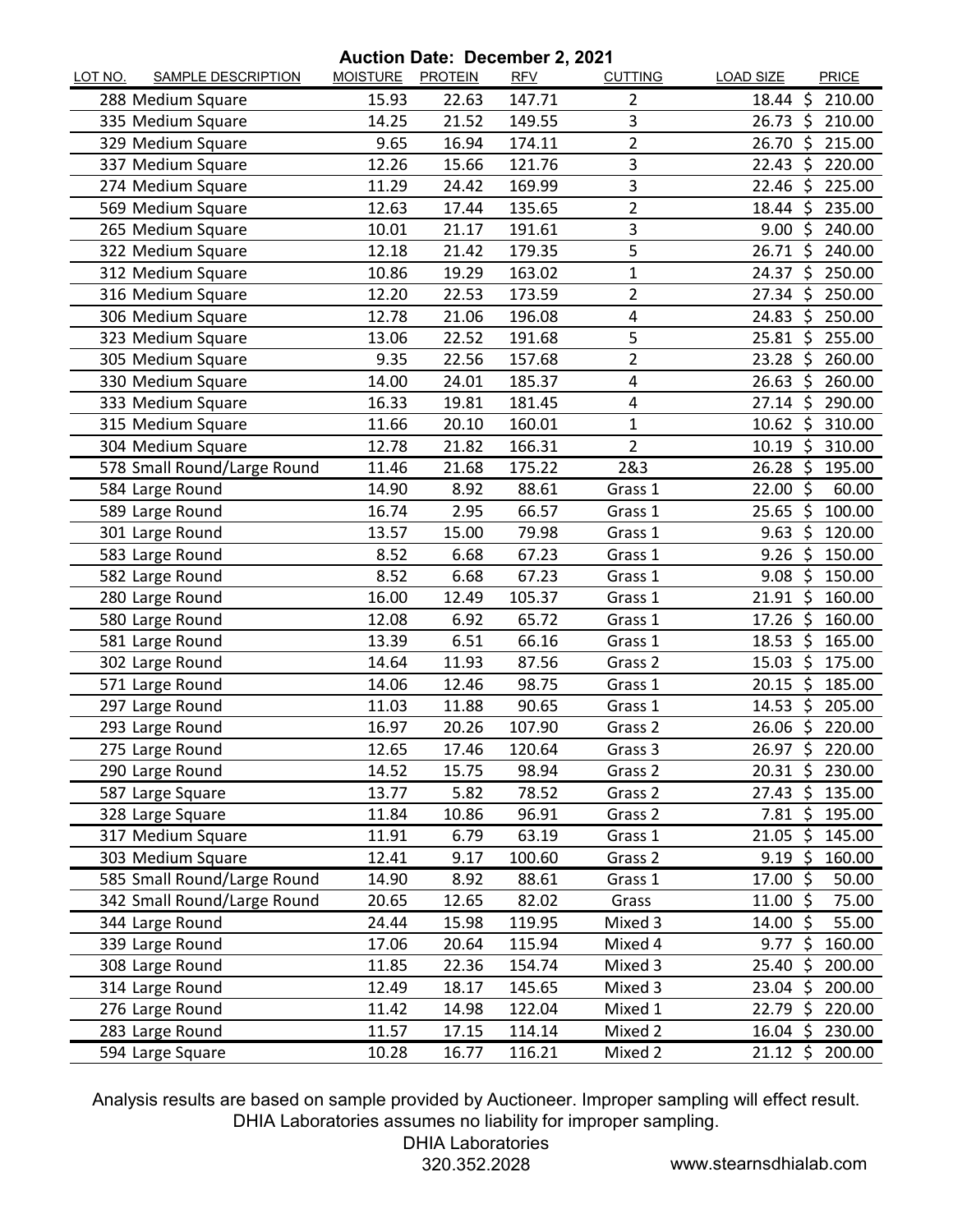**Auction Date: December 2, 2021**

| LOT NO. | SAMPLE DESCRIPTION | MOISTURE | PROTEIN | RFV | CUTTING | LOAD SIZE | PRICE |
|---|---|---|---|---|---|---|---|
| 288 | Medium Square | 15.93 | 22.63 | 147.71 | 2 | 18.44 | $ 210.00 |
| 335 | Medium Square | 14.25 | 21.52 | 149.55 | 3 | 26.73 | $ 210.00 |
| 329 | Medium Square | 9.65 | 16.94 | 174.11 | 2 | 26.70 | $ 215.00 |
| 337 | Medium Square | 12.26 | 15.66 | 121.76 | 3 | 22.43 | $ 220.00 |
| 274 | Medium Square | 11.29 | 24.42 | 169.99 | 3 | 22.46 | $ 225.00 |
| 569 | Medium Square | 12.63 | 17.44 | 135.65 | 2 | 18.44 | $ 235.00 |
| 265 | Medium Square | 10.01 | 21.17 | 191.61 | 3 | 9.00 | $ 240.00 |
| 322 | Medium Square | 12.18 | 21.42 | 179.35 | 5 | 26.71 | $ 240.00 |
| 312 | Medium Square | 10.86 | 19.29 | 163.02 | 1 | 24.37 | $ 250.00 |
| 316 | Medium Square | 12.20 | 22.53 | 173.59 | 2 | 27.34 | $ 250.00 |
| 306 | Medium Square | 12.78 | 21.06 | 196.08 | 4 | 24.83 | $ 250.00 |
| 323 | Medium Square | 13.06 | 22.52 | 191.68 | 5 | 25.81 | $ 255.00 |
| 305 | Medium Square | 9.35 | 22.56 | 157.68 | 2 | 23.28 | $ 260.00 |
| 330 | Medium Square | 14.00 | 24.01 | 185.37 | 4 | 26.63 | $ 260.00 |
| 333 | Medium Square | 16.33 | 19.81 | 181.45 | 4 | 27.14 | $ 290.00 |
| 315 | Medium Square | 11.66 | 20.10 | 160.01 | 1 | 10.62 | $ 310.00 |
| 304 | Medium Square | 12.78 | 21.82 | 166.31 | 2 | 10.19 | $ 310.00 |
| 578 | Small Round/Large Round | 11.46 | 21.68 | 175.22 | 2&3 | 26.28 | $ 195.00 |
| 584 | Large Round | 14.90 | 8.92 | 88.61 | Grass 1 | 22.00 | $ 60.00 |
| 589 | Large Round | 16.74 | 2.95 | 66.57 | Grass 1 | 25.65 | $ 100.00 |
| 301 | Large Round | 13.57 | 15.00 | 79.98 | Grass 1 | 9.63 | $ 120.00 |
| 583 | Large Round | 8.52 | 6.68 | 67.23 | Grass 1 | 9.26 | $ 150.00 |
| 582 | Large Round | 8.52 | 6.68 | 67.23 | Grass 1 | 9.08 | $ 150.00 |
| 280 | Large Round | 16.00 | 12.49 | 105.37 | Grass 1 | 21.91 | $ 160.00 |
| 580 | Large Round | 12.08 | 6.92 | 65.72 | Grass 1 | 17.26 | $ 160.00 |
| 581 | Large Round | 13.39 | 6.51 | 66.16 | Grass 1 | 18.53 | $ 165.00 |
| 302 | Large Round | 14.64 | 11.93 | 87.56 | Grass 2 | 15.03 | $ 175.00 |
| 571 | Large Round | 14.06 | 12.46 | 98.75 | Grass 1 | 20.15 | $ 185.00 |
| 297 | Large Round | 11.03 | 11.88 | 90.65 | Grass 1 | 14.53 | $ 205.00 |
| 293 | Large Round | 16.97 | 20.26 | 107.90 | Grass 2 | 26.06 | $ 220.00 |
| 275 | Large Round | 12.65 | 17.46 | 120.64 | Grass 3 | 26.97 | $ 220.00 |
| 290 | Large Round | 14.52 | 15.75 | 98.94 | Grass 2 | 20.31 | $ 230.00 |
| 587 | Large Square | 13.77 | 5.82 | 78.52 | Grass 2 | 27.43 | $ 135.00 |
| 328 | Large Square | 11.84 | 10.86 | 96.91 | Grass 2 | 7.81 | $ 195.00 |
| 317 | Medium Square | 11.91 | 6.79 | 63.19 | Grass 1 | 21.05 | $ 145.00 |
| 303 | Medium Square | 12.41 | 9.17 | 100.60 | Grass 2 | 9.19 | $ 160.00 |
| 585 | Small Round/Large Round | 14.90 | 8.92 | 88.61 | Grass 1 | 17.00 | $ 50.00 |
| 342 | Small Round/Large Round | 20.65 | 12.65 | 82.02 | Grass | 11.00 | $ 75.00 |
| 344 | Large Round | 24.44 | 15.98 | 119.95 | Mixed 3 | 14.00 | $ 55.00 |
| 339 | Large Round | 17.06 | 20.64 | 115.94 | Mixed 4 | 9.77 | $ 160.00 |
| 308 | Large Round | 11.85 | 22.36 | 154.74 | Mixed 3 | 25.40 | $ 200.00 |
| 314 | Large Round | 12.49 | 18.17 | 145.65 | Mixed 3 | 23.04 | $ 200.00 |
| 276 | Large Round | 11.42 | 14.98 | 122.04 | Mixed 1 | 22.79 | $ 220.00 |
| 283 | Large Round | 11.57 | 17.15 | 114.14 | Mixed 2 | 16.04 | $ 230.00 |
| 594 | Large Square | 10.28 | 16.77 | 116.21 | Mixed 2 | 21.12 | $ 200.00 |

Analysis results are based on sample provided by Auctioneer. Improper sampling will effect result. DHIA Laboratories assumes no liability for improper sampling.

DHIA Laboratories
320.352.2028

www.stearnsdhialab.com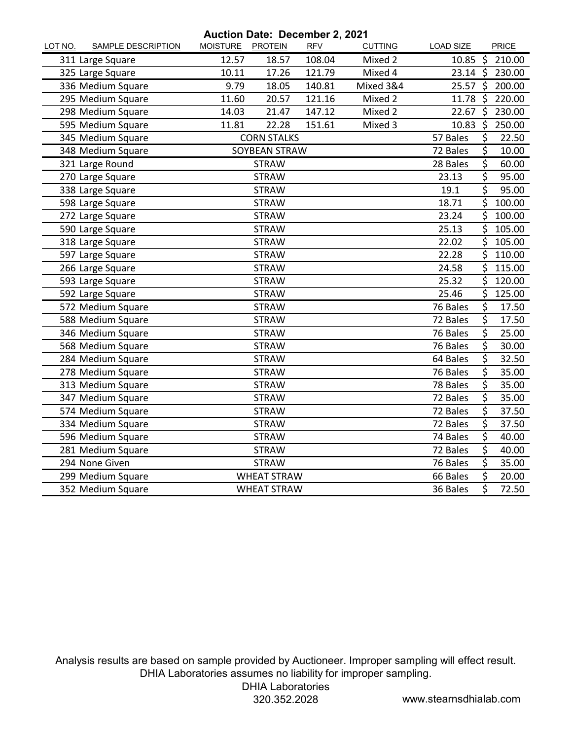**Auction Date: December 2, 2021**

| LOT NO. | SAMPLE DESCRIPTION | MOISTURE | PROTEIN | RFV | CUTTING | LOAD SIZE | PRICE |
|---|---|---|---|---|---|---|---|
| 311 | Large Square | 12.57 | 18.57 | 108.04 | Mixed 2 | 10.85 | $ 210.00 |
| 325 | Large Square | 10.11 | 17.26 | 121.79 | Mixed 4 | 23.14 | $ 230.00 |
| 336 | Medium Square | 9.79 | 18.05 | 140.81 | Mixed 3&4 | 25.57 | $ 200.00 |
| 295 | Medium Square | 11.60 | 20.57 | 121.16 | Mixed 2 | 11.78 | $ 220.00 |
| 298 | Medium Square | 14.03 | 21.47 | 147.12 | Mixed 2 | 22.67 | $ 230.00 |
| 595 | Medium Square | 11.81 | 22.28 | 151.61 | Mixed 3 | 10.83 | $ 250.00 |
| 345 | Medium Square | | CORN STALKS | | | 57 Bales | $ 22.50 |
| 348 | Medium Square | | SOYBEAN STRAW | | | 72 Bales | $ 10.00 |
| 321 | Large Round | | STRAW | | | 28 Bales | $ 60.00 |
| 270 | Large Square | | STRAW | | | 23.13 | $ 95.00 |
| 338 | Large Square | | STRAW | | | 19.1 | $ 95.00 |
| 598 | Large Square | | STRAW | | | 18.71 | $ 100.00 |
| 272 | Large Square | | STRAW | | | 23.24 | $ 100.00 |
| 590 | Large Square | | STRAW | | | 25.13 | $ 105.00 |
| 318 | Large Square | | STRAW | | | 22.02 | $ 105.00 |
| 597 | Large Square | | STRAW | | | 22.28 | $ 110.00 |
| 266 | Large Square | | STRAW | | | 24.58 | $ 115.00 |
| 593 | Large Square | | STRAW | | | 25.32 | $ 120.00 |
| 592 | Large Square | | STRAW | | | 25.46 | $ 125.00 |
| 572 | Medium Square | | STRAW | | | 76 Bales | $ 17.50 |
| 588 | Medium Square | | STRAW | | | 72 Bales | $ 17.50 |
| 346 | Medium Square | | STRAW | | | 76 Bales | $ 25.00 |
| 568 | Medium Square | | STRAW | | | 76 Bales | $ 30.00 |
| 284 | Medium Square | | STRAW | | | 64 Bales | $ 32.50 |
| 278 | Medium Square | | STRAW | | | 76 Bales | $ 35.00 |
| 313 | Medium Square | | STRAW | | | 78 Bales | $ 35.00 |
| 347 | Medium Square | | STRAW | | | 72 Bales | $ 35.00 |
| 574 | Medium Square | | STRAW | | | 72 Bales | $ 37.50 |
| 334 | Medium Square | | STRAW | | | 72 Bales | $ 37.50 |
| 596 | Medium Square | | STRAW | | | 74 Bales | $ 40.00 |
| 281 | Medium Square | | STRAW | | | 72 Bales | $ 40.00 |
| 294 | None Given | | STRAW | | | 76 Bales | $ 35.00 |
| 299 | Medium Square | | WHEAT STRAW | | | 66 Bales | $ 20.00 |
| 352 | Medium Square | | WHEAT STRAW | | | 36 Bales | $ 72.50 |

Analysis results are based on sample provided by Auctioneer. Improper sampling will effect result. DHIA Laboratories assumes no liability for improper sampling.

DHIA Laboratories
320.352.2028 www.stearnsdhialab.com